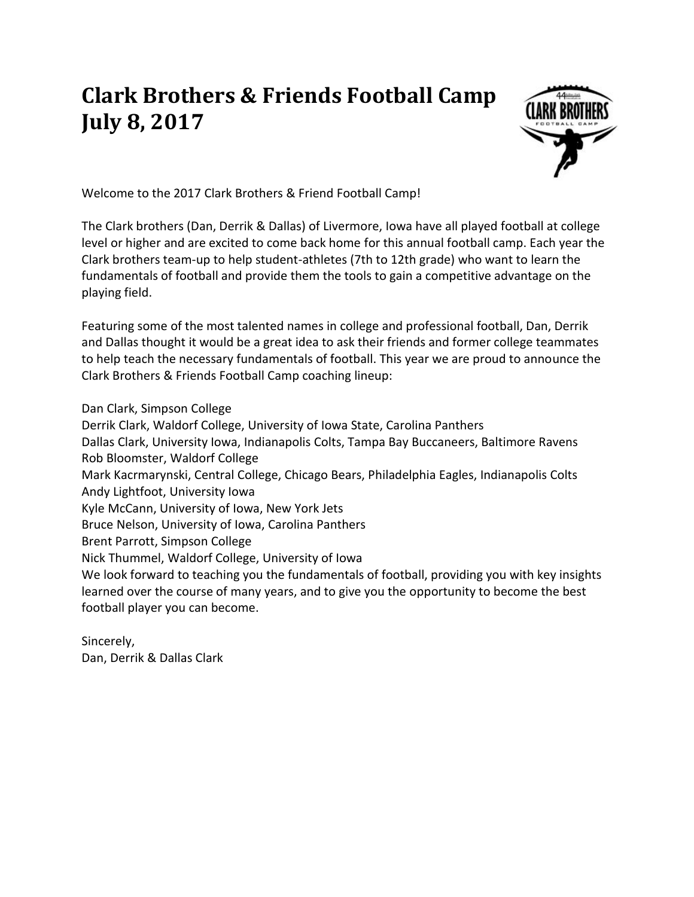# Clark Brothers & Friends Football Camp July 8, 2017

Welcome to the 2017 Clark Brothers & Friend Football Camp!

The Clark brothers (Dan, Derrik & Dallas) of Livermore, Iowa have all played football at college level or higher and are excited to come back home for this annual football camp. Each year the Clark brothers team-up to help student-athletes (7th to 12th grade) who want to learn the fundamentals of football and provide them the tools to gain a competitive advantage on the playing field.

Featuring some of the most talented names in college and professional football, Dan, Derrik and Dallas thought it would be a great idea to ask their friends and former college teammates to help teach the necessary fundamentals of football. This year we are proud to announce the Clark Brothers & Friends Football Camp coaching lineup:

Dan Clark, Simpson College
Derrik Clark, Waldorf College, University of Iowa State, Carolina Panthers
Dallas Clark, University Iowa, Indianapolis Colts, Tampa Bay Buccaneers, Baltimore Ravens
Rob Bloomster, Waldorf College
Mark Kacrmarynski, Central College, Chicago Bears, Philadelphia Eagles, Indianapolis Colts
Andy Lightfoot, University Iowa
Kyle McCann, University of Iowa, New York Jets
Bruce Nelson, University of Iowa, Carolina Panthers
Brent Parrott, Simpson College
Nick Thummel, Waldorf College, University of Iowa
We look forward to teaching you the fundamentals of football, providing you with key insights learned over the course of many years, and to give you the opportunity to become the best football player you can become.

Sincerely,
Dan, Derrik & Dallas Clark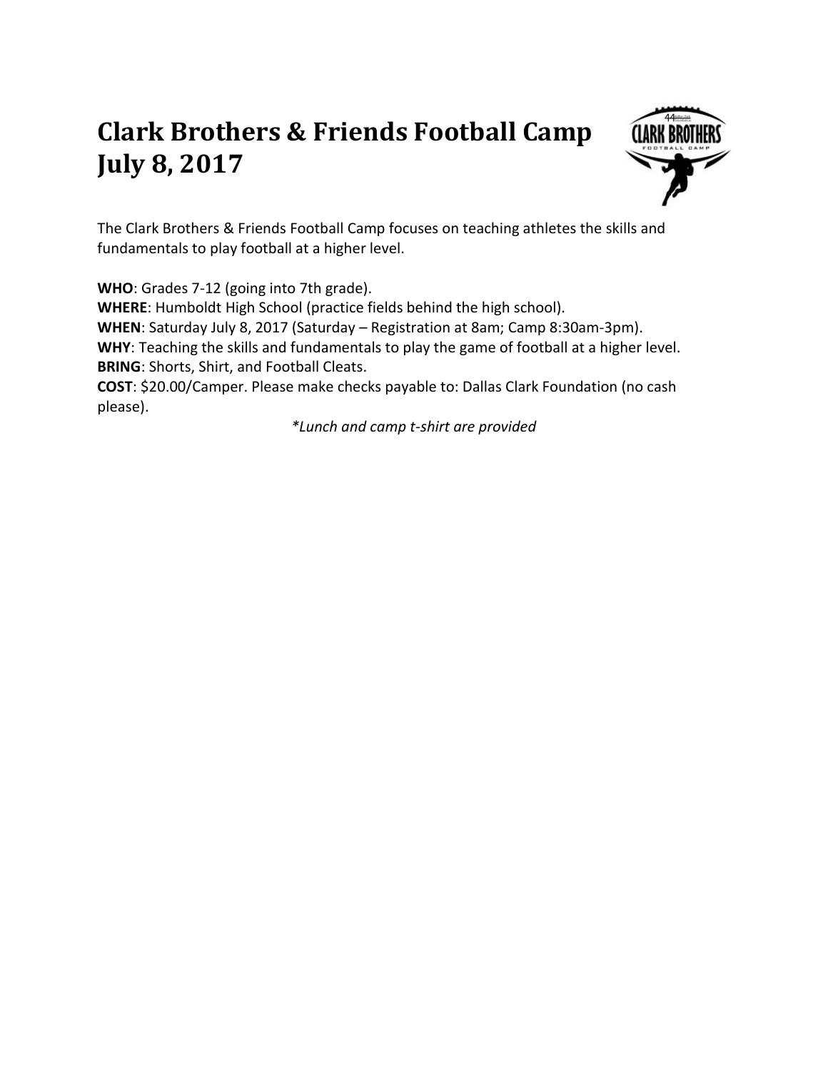# Clark Brothers & Friends Football Camp
# July 8, 2017

The Clark Brothers & Friends Football Camp focuses on teaching athletes the skills and fundamentals to play football at a higher level.

**WHO**: Grades 7-12 (going into 7th grade).
**WHERE**: Humboldt High School (practice fields behind the high school).
**WHEN**: Saturday July 8, 2017 (Saturday – Registration at 8am; Camp 8:30am-3pm).
**WHY**: Teaching the skills and fundamentals to play the game of football at a higher level.
**BRING**: Shorts, Shirt, and Football Cleats.
**COST**: $20.00/Camper. Please make checks payable to: Dallas Clark Foundation (no cash please).

*\*Lunch and camp t-shirt are provided*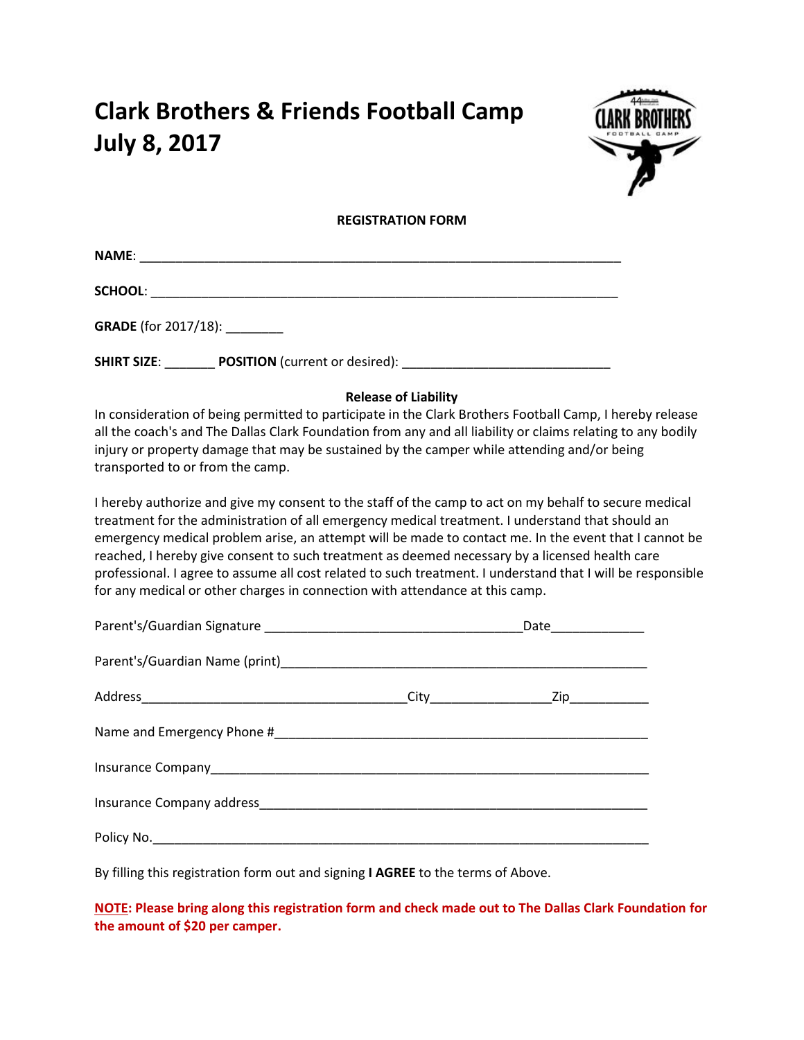# Clark Brothers & Friends Football Camp
# July 8, 2017

**REGISTRATION FORM**

**NAME**: ______________________________________________________________________

**SCHOOL**: ____________________________________________________________________

**GRADE** (for 2017/18): ________

**SHIRT SIZE**: _______ **POSITION** (current or desired): _____________________________

**Release of Liability**

In consideration of being permitted to participate in the Clark Brothers Football Camp, I hereby release all the coach's and The Dallas Clark Foundation from any and all liability or claims relating to any bodily injury or property damage that may be sustained by the camper while attending and/or being transported to or from the camp.

I hereby authorize and give my consent to the staff of the camp to act on my behalf to secure medical treatment for the administration of all emergency medical treatment. I understand that should an emergency medical problem arise, an attempt will be made to contact me. In the event that I cannot be reached, I hereby give consent to such treatment as deemed necessary by a licensed health care professional. I agree to assume all cost related to such treatment. I understand that I will be responsible for any medical or other charges in connection with attendance at this camp.

Parent's/Guardian Signature _____________________________________Date_____________

Parent's/Guardian Name (print)_____________________________________________________

Address______________________________________City________________Zip___________

Name and Emergency Phone #_____________________________________________________

Insurance Company______________________________________________________________

Insurance Company address______________________________________________________

Policy No.______________________________________________________________________

By filling this registration form out and signing **I AGREE** to the terms of Above.

**NOTE: Please bring along this registration form and check made out to The Dallas Clark Foundation for the amount of $20 per camper.**